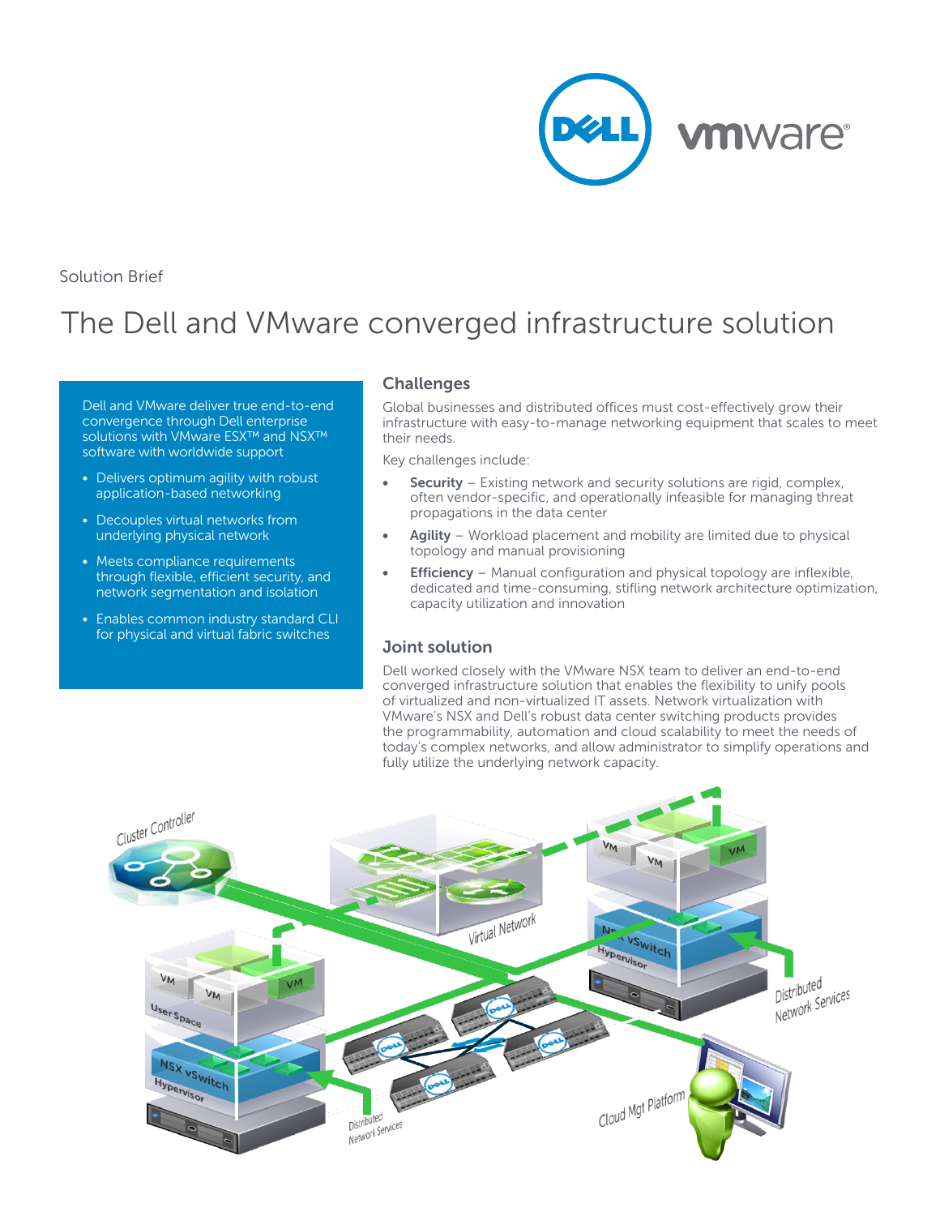Solution Brief

# The Dell and VMware converged infrastructure solution

Dell and VMware deliver true end-to-end convergence through Dell enterprise solutions with VMware ESX™ and NSX™ software with worldwide support

- Delivers optimum agility with robust application-based networking
- Decouples virtual networks from underlying physical network
- Meets compliance requirements through flexible, efficient security, and network segmentation and isolation
- Enables common industry standard CLI for physical and virtual fabric switches

## Challenges

Global businesses and distributed offices must cost-effectively grow their infrastructure with easy-to-manage networking equipment that scales to meet their needs.

Key challenges include:

- **Security** – Existing network and security solutions are rigid, complex, often vendor-specific, and operationally infeasible for managing threat propagations in the data center
- **Agility** – Workload placement and mobility are limited due to physical topology and manual provisioning
- **Efficiency** – Manual configuration and physical topology are inflexible, dedicated and time-consuming, stifling network architecture optimization, capacity utilization and innovation

## Joint solution

Dell worked closely with the VMware NSX team to deliver an end-to-end converged infrastructure solution that enables the flexibility to unify pools of virtualized and non-virtualized IT assets. Network virtualization with VMware's NSX and Dell's robust data center switching products provides the programmability, automation and cloud scalability to meet the needs of today's complex networks, and allow administrator to simplify operations and fully utilize the underlying network capacity.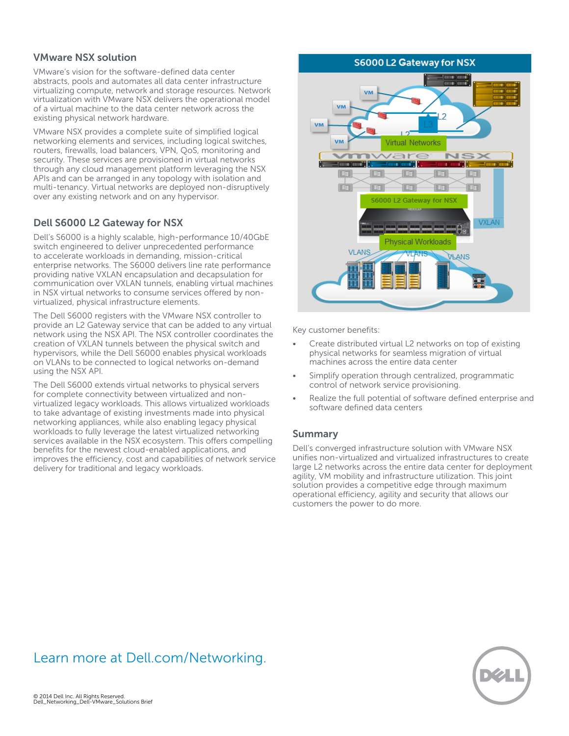## VMware NSX solution

VMware's vision for the software-defined data center abstracts, pools and automates all data center infrastructure virtualizing compute, network and storage resources. Network virtualization with VMware NSX delivers the operational model of a virtual machine to the data center network across the existing physical network hardware.

VMware NSX provides a complete suite of simplified logical networking elements and services, including logical switches, routers, firewalls, load balancers, VPN, QoS, monitoring and security. These services are provisioned in virtual networks through any cloud management platform leveraging the NSX APIs and can be arranged in any topology with isolation and multi-tenancy. Virtual networks are deployed non-disruptively over any existing network and on any hypervisor.

## Dell S6000 L2 Gateway for NSX

Dell's S6000 is a highly scalable, high-performance 10/40GbE switch engineered to deliver unprecedented performance to accelerate workloads in demanding, mission-critical enterprise networks. The S6000 delivers line rate performance providing native VXLAN encapsulation and decapsulation for communication over VXLAN tunnels, enabling virtual machines in NSX virtual networks to consume services offered by non-virtualized, physical infrastructure elements.

The Dell S6000 registers with the VMware NSX controller to provide an L2 Gateway service that can be added to any virtual network using the NSX API. The NSX controller coordinates the creation of VXLAN tunnels between the physical switch and hypervisors, while the Dell S6000 enables physical workloads on VLANs to be connected to logical networks on-demand using the NSX API.

The Dell S6000 extends virtual networks to physical servers for complete connectivity between virtualized and non-virtualized legacy workloads. This allows virtualized workloads to take advantage of existing investments made into physical networking appliances, while also enabling legacy physical workloads to fully leverage the latest virtualized networking services available in the NSX ecosystem. This offers compelling benefits for the newest cloud-enabled applications, and improves the efficiency, cost and capabilities of network service delivery for traditional and legacy workloads.

**S6000 L2 Gateway for NSX**

VM
VM
VM
VM
L2
L3
L2
Virtual Networks
vmware NSX
S6000 L2 Gateway for NSX
VXLAN
Physical Workloads
VLANS
VLANS
VLANS

Key customer benefits:

- Create distributed virtual L2 networks on top of existing physical networks for seamless migration of virtual machines across the entire data center
- Simplify operation through centralized, programmatic control of network service provisioning.
- Realize the full potential of software defined enterprise and software defined data centers

## Summary

Dell's converged infrastructure solution with VMware NSX unifies non-virtualized and virtualized infrastructures to create large L2 networks across the entire data center for deployment agility, VM mobility and infrastructure utilization. This joint solution provides a competitive edge through maximum operational efficiency, agility and security that allows our customers the power to do more.

Learn more at Dell.com/Networking.

© 2014 Dell Inc. All Rights Reserved.
Dell_Networking_Dell-VMware_Solutions Brief